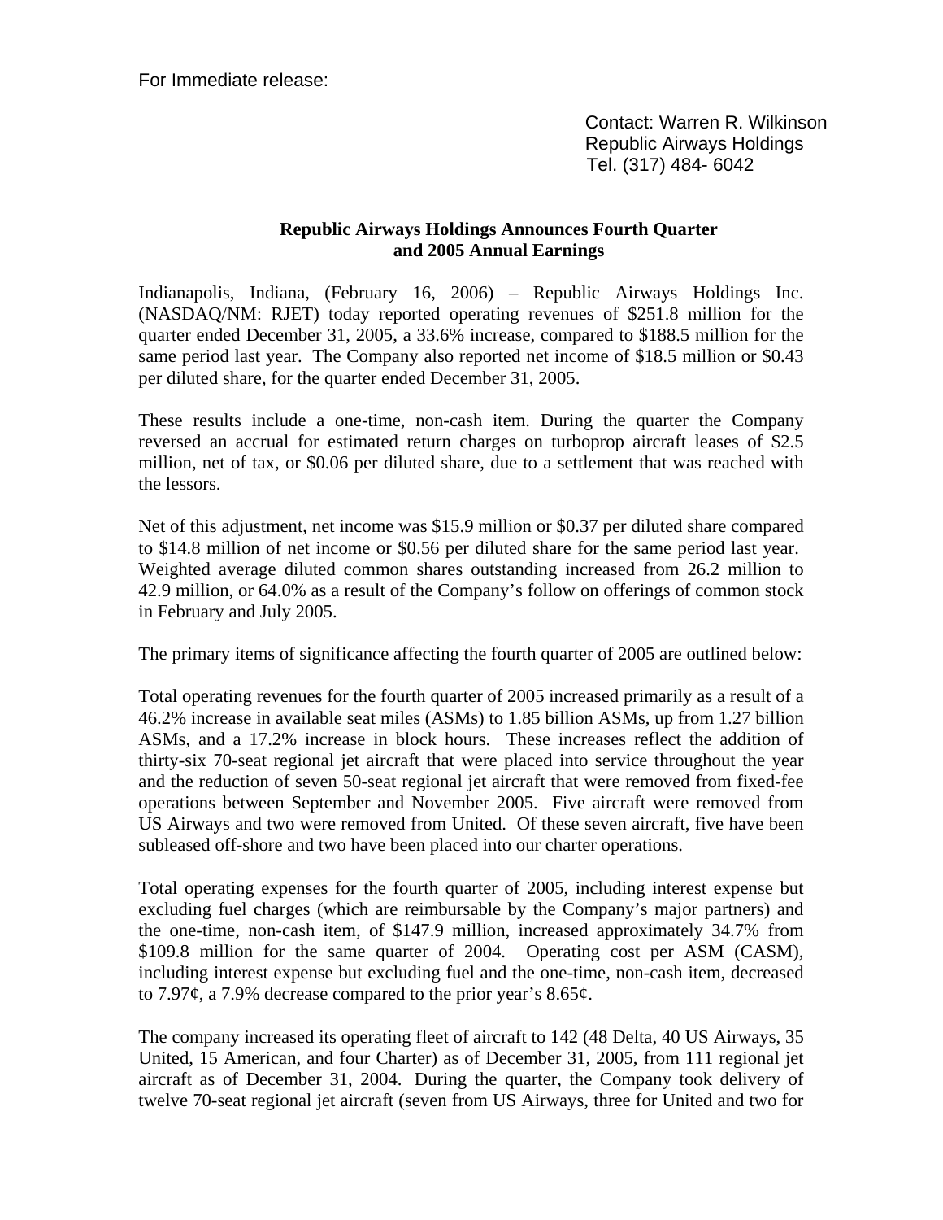For Immediate release:

Contact: Warren R. Wilkinson
Republic Airways Holdings
Tel. (317) 484- 6042

**Republic Airways Holdings Announces Fourth Quarter and 2005 Annual Earnings**

Indianapolis, Indiana, (February 16, 2006) – Republic Airways Holdings Inc. (NASDAQ/NM: RJET) today reported operating revenues of $251.8 million for the quarter ended December 31, 2005, a 33.6% increase, compared to $188.5 million for the same period last year. The Company also reported net income of $18.5 million or $0.43 per diluted share, for the quarter ended December 31, 2005.

These results include a one-time, non-cash item. During the quarter the Company reversed an accrual for estimated return charges on turboprop aircraft leases of $2.5 million, net of tax, or $0.06 per diluted share, due to a settlement that was reached with the lessors.

Net of this adjustment, net income was $15.9 million or $0.37 per diluted share compared to $14.8 million of net income or $0.56 per diluted share for the same period last year. Weighted average diluted common shares outstanding increased from 26.2 million to 42.9 million, or 64.0% as a result of the Company's follow on offerings of common stock in February and July 2005.

The primary items of significance affecting the fourth quarter of 2005 are outlined below:

Total operating revenues for the fourth quarter of 2005 increased primarily as a result of a 46.2% increase in available seat miles (ASMs) to 1.85 billion ASMs, up from 1.27 billion ASMs, and a 17.2% increase in block hours. These increases reflect the addition of thirty-six 70-seat regional jet aircraft that were placed into service throughout the year and the reduction of seven 50-seat regional jet aircraft that were removed from fixed-fee operations between September and November 2005. Five aircraft were removed from US Airways and two were removed from United. Of these seven aircraft, five have been subleased off-shore and two have been placed into our charter operations.

Total operating expenses for the fourth quarter of 2005, including interest expense but excluding fuel charges (which are reimbursable by the Company's major partners) and the one-time, non-cash item, of $147.9 million, increased approximately 34.7% from $109.8 million for the same quarter of 2004. Operating cost per ASM (CASM), including interest expense but excluding fuel and the one-time, non-cash item, decreased to 7.97¢, a 7.9% decrease compared to the prior year's 8.65¢.

The company increased its operating fleet of aircraft to 142 (48 Delta, 40 US Airways, 35 United, 15 American, and four Charter) as of December 31, 2005, from 111 regional jet aircraft as of December 31, 2004. During the quarter, the Company took delivery of twelve 70-seat regional jet aircraft (seven from US Airways, three for United and two for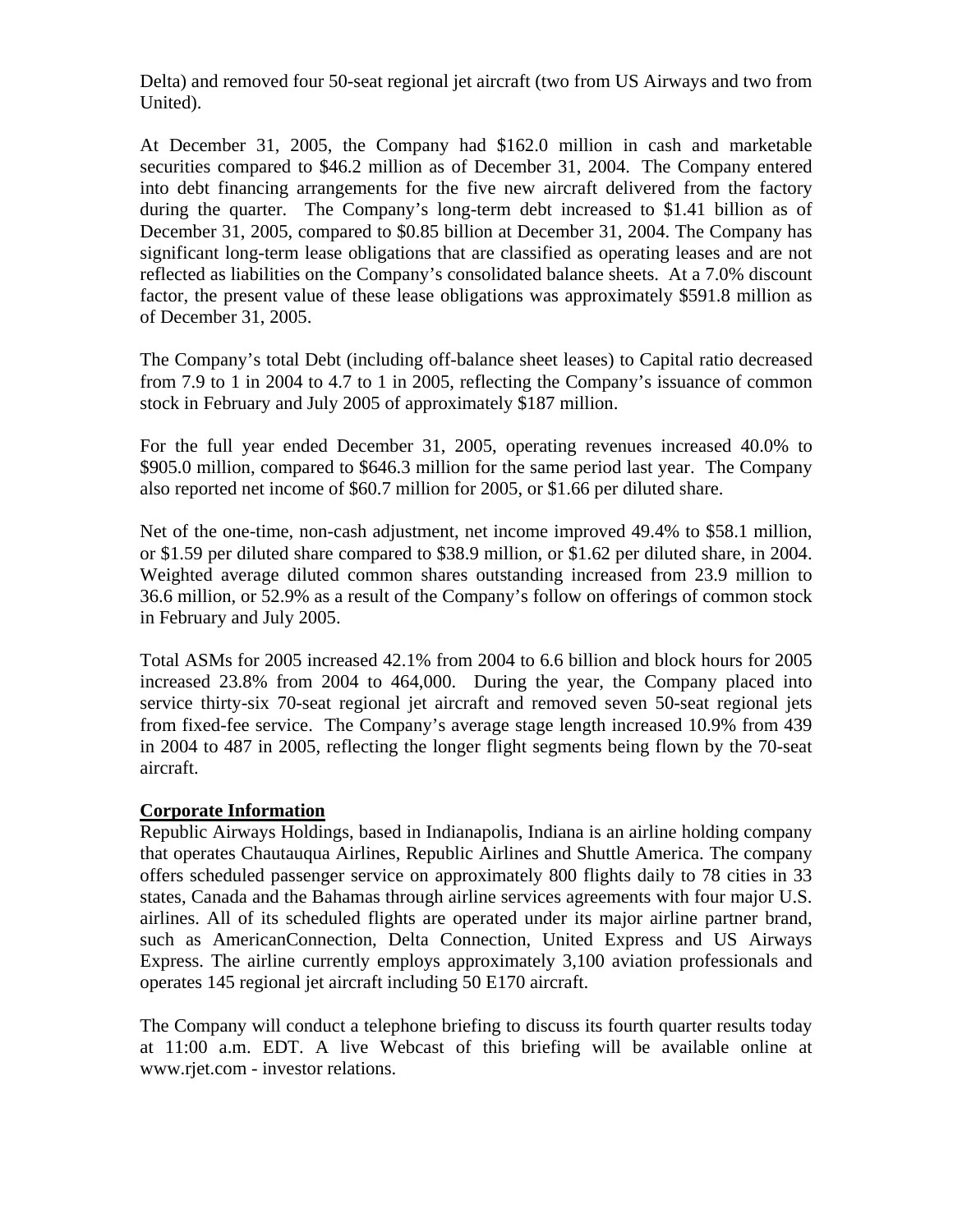Delta) and removed four 50-seat regional jet aircraft (two from US Airways and two from United).

At December 31, 2005, the Company had $162.0 million in cash and marketable securities compared to $46.2 million as of December 31, 2004. The Company entered into debt financing arrangements for the five new aircraft delivered from the factory during the quarter. The Company's long-term debt increased to $1.41 billion as of December 31, 2005, compared to $0.85 billion at December 31, 2004. The Company has significant long-term lease obligations that are classified as operating leases and are not reflected as liabilities on the Company's consolidated balance sheets. At a 7.0% discount factor, the present value of these lease obligations was approximately $591.8 million as of December 31, 2005.

The Company's total Debt (including off-balance sheet leases) to Capital ratio decreased from 7.9 to 1 in 2004 to 4.7 to 1 in 2005, reflecting the Company's issuance of common stock in February and July 2005 of approximately $187 million.

For the full year ended December 31, 2005, operating revenues increased 40.0% to $905.0 million, compared to $646.3 million for the same period last year. The Company also reported net income of $60.7 million for 2005, or $1.66 per diluted share.

Net of the one-time, non-cash adjustment, net income improved 49.4% to $58.1 million, or $1.59 per diluted share compared to $38.9 million, or $1.62 per diluted share, in 2004. Weighted average diluted common shares outstanding increased from 23.9 million to 36.6 million, or 52.9% as a result of the Company's follow on offerings of common stock in February and July 2005.

Total ASMs for 2005 increased 42.1% from 2004 to 6.6 billion and block hours for 2005 increased 23.8% from 2004 to 464,000. During the year, the Company placed into service thirty-six 70-seat regional jet aircraft and removed seven 50-seat regional jets from fixed-fee service. The Company's average stage length increased 10.9% from 439 in 2004 to 487 in 2005, reflecting the longer flight segments being flown by the 70-seat aircraft.

## Corporate Information

Republic Airways Holdings, based in Indianapolis, Indiana is an airline holding company that operates Chautauqua Airlines, Republic Airlines and Shuttle America. The company offers scheduled passenger service on approximately 800 flights daily to 78 cities in 33 states, Canada and the Bahamas through airline services agreements with four major U.S. airlines. All of its scheduled flights are operated under its major airline partner brand, such as AmericanConnection, Delta Connection, United Express and US Airways Express. The airline currently employs approximately 3,100 aviation professionals and operates 145 regional jet aircraft including 50 E170 aircraft.

The Company will conduct a telephone briefing to discuss its fourth quarter results today at 11:00 a.m. EDT. A live Webcast of this briefing will be available online at www.rjet.com - investor relations.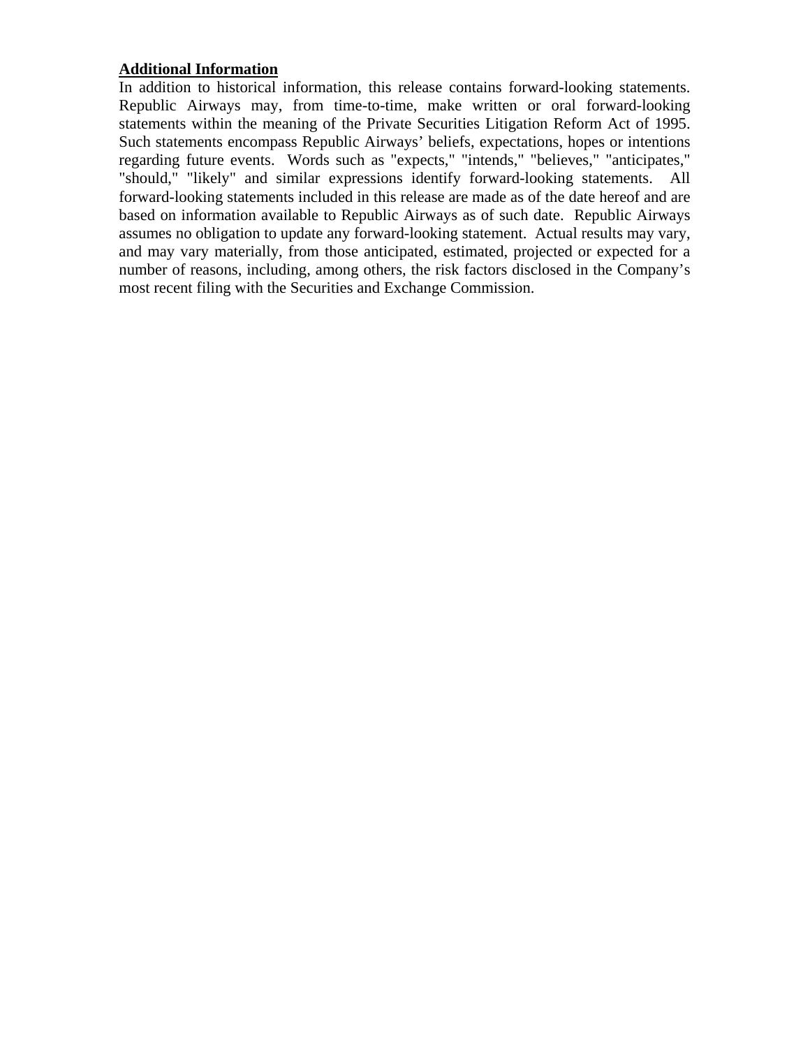**Additional Information**

In addition to historical information, this release contains forward-looking statements. Republic Airways may, from time-to-time, make written or oral forward-looking statements within the meaning of the Private Securities Litigation Reform Act of 1995. Such statements encompass Republic Airways' beliefs, expectations, hopes or intentions regarding future events. Words such as "expects," "intends," "believes," "anticipates," "should," "likely" and similar expressions identify forward-looking statements. All forward-looking statements included in this release are made as of the date hereof and are based on information available to Republic Airways as of such date. Republic Airways assumes no obligation to update any forward-looking statement. Actual results may vary, and may vary materially, from those anticipated, estimated, projected or expected for a number of reasons, including, among others, the risk factors disclosed in the Company's most recent filing with the Securities and Exchange Commission.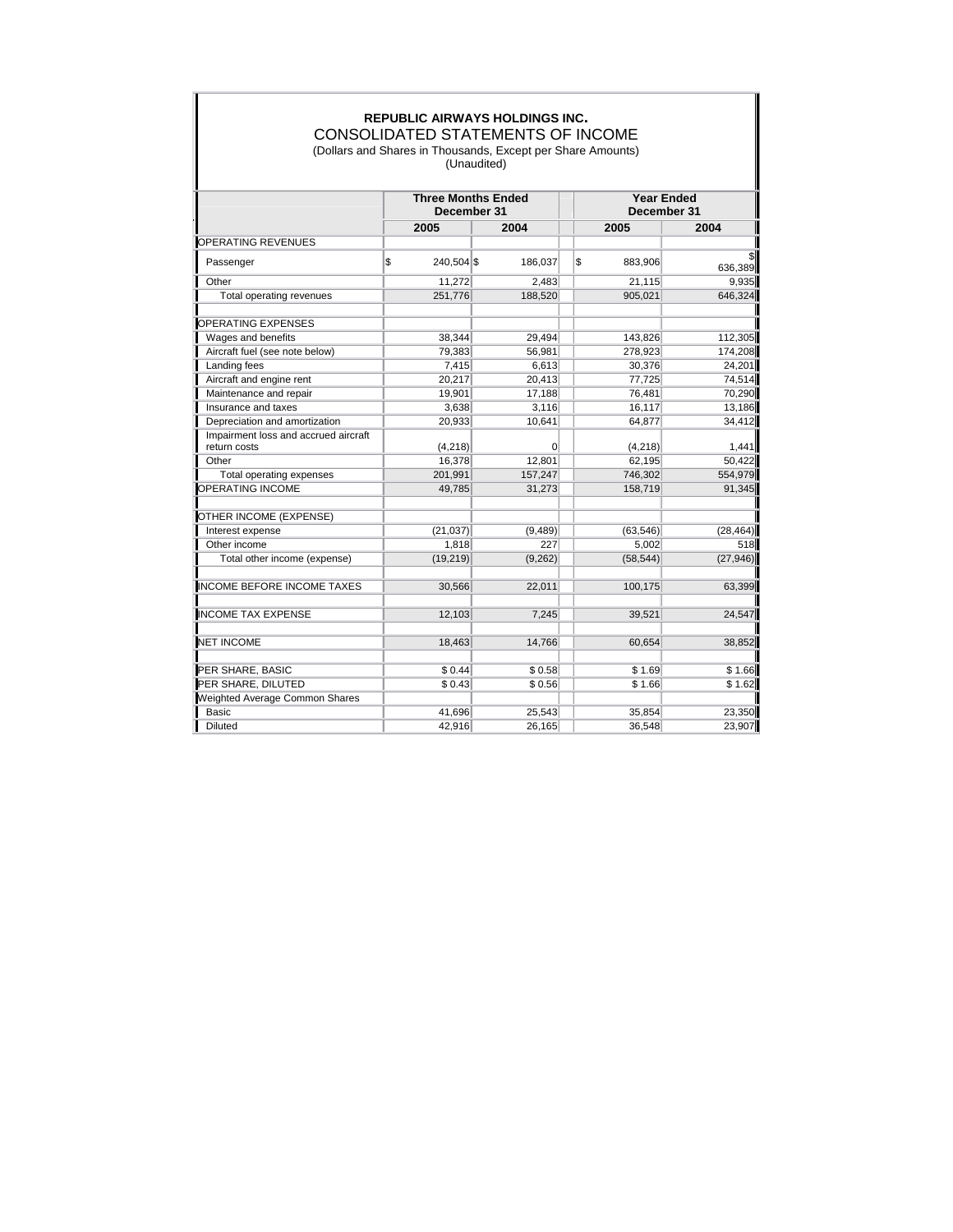**REPUBLIC AIRWAYS HOLDINGS INC.**

CONSOLIDATED STATEMENTS OF INCOME

(Dollars and Shares in Thousands, Except per Share Amounts)
(Unaudited)

| | Three Months Ended December 31 | | Year Ended December 31 | |
|---|---|---|---|---|
| | 2005 | 2004 | 2005 | 2004 |
| OPERATING REVENUES | | | | |
| Passenger | $ 240,504 | $ 186,037 | $ 883,906 | $ 636,389 |
| Other | 11,272 | 2,483 | 21,115 | 9,935 |
| Total operating revenues | 251,776 | 188,520 | 905,021 | 646,324 |
| | | | | |
| OPERATING EXPENSES | | | | |
| Wages and benefits | 38,344 | 29,494 | 143,826 | 112,305 |
| Aircraft fuel (see note below) | 79,383 | 56,981 | 278,923 | 174,208 |
| Landing fees | 7,415 | 6,613 | 30,376 | 24,201 |
| Aircraft and engine rent | 20,217 | 20,413 | 77,725 | 74,514 |
| Maintenance and repair | 19,901 | 17,188 | 76,481 | 70,290 |
| Insurance and taxes | 3,638 | 3,116 | 16,117 | 13,186 |
| Depreciation and amortization | 20,933 | 10,641 | 64,877 | 34,412 |
| Impairment loss and accrued aircraft return costs | (4,218) | 0 | (4,218) | 1,441 |
| Other | 16,378 | 12,801 | 62,195 | 50,422 |
| Total operating expenses | 201,991 | 157,247 | 746,302 | 554,979 |
| OPERATING INCOME | 49,785 | 31,273 | 158,719 | 91,345 |
| | | | | |
| OTHER INCOME (EXPENSE) | | | | |
| Interest expense | (21,037) | (9,489) | (63,546) | (28,464) |
| Other income | 1,818 | 227 | 5,002 | 518 |
| Total other income (expense) | (19,219) | (9,262) | (58,544) | (27,946) |
| | | | | |
| INCOME BEFORE INCOME TAXES | 30,566 | 22,011 | 100,175 | 63,399 |
| | | | | |
| INCOME TAX EXPENSE | 12,103 | 7,245 | 39,521 | 24,547 |
| | | | | |
| NET INCOME | 18,463 | 14,766 | 60,654 | 38,852 |
| | | | | |
| PER SHARE, BASIC | $ 0.44 | $ 0.58 | $ 1.69 | $ 1.66 |
| PER SHARE, DILUTED | $ 0.43 | $ 0.56 | $ 1.66 | $ 1.62 |
| Weighted Average Common Shares | | | | |
| Basic | 41,696 | 25,543 | 35,854 | 23,350 |
| Diluted | 42,916 | 26,165 | 36,548 | 23,907 |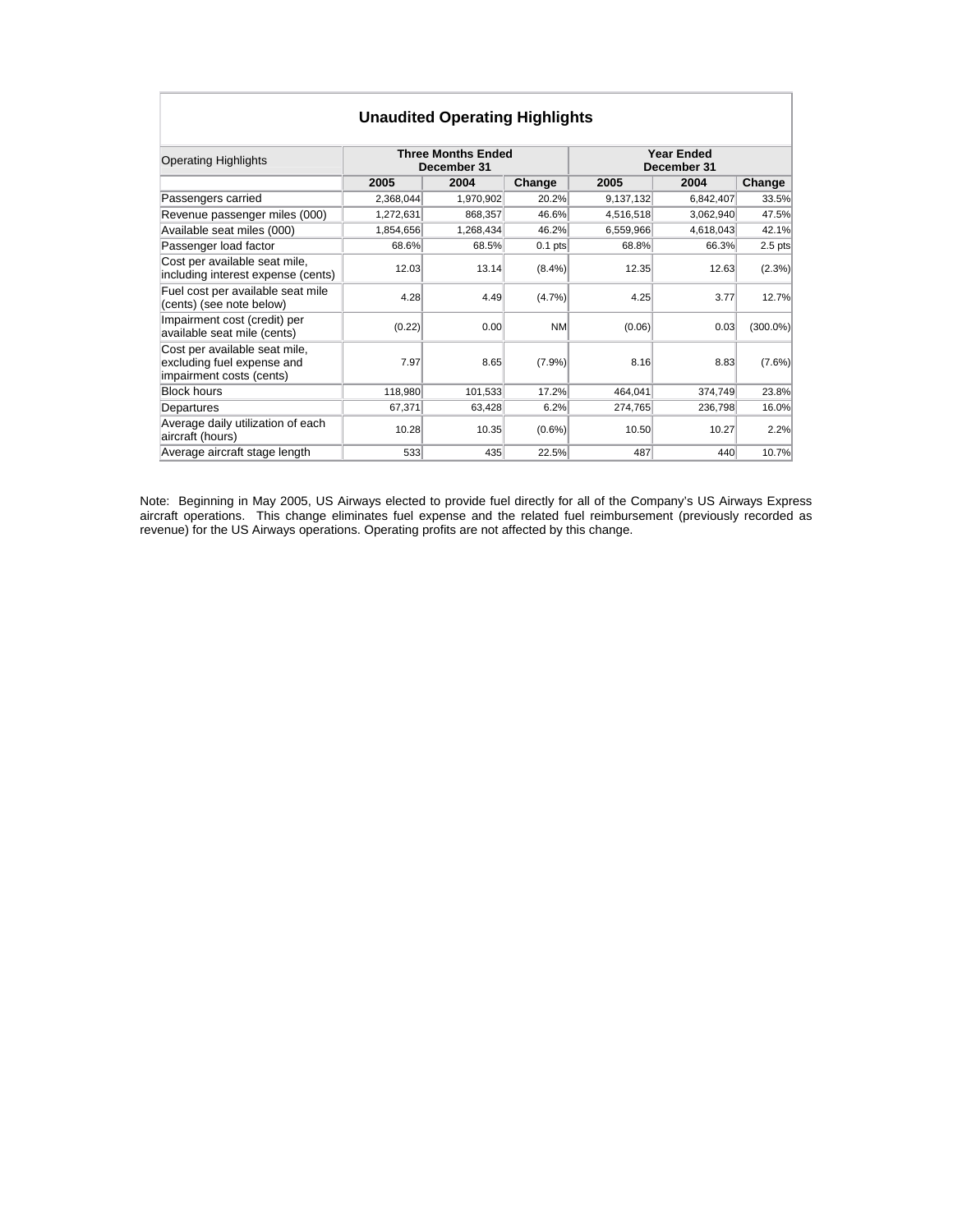## Unaudited Operating Highlights

| Operating Highlights | Three Months Ended December 31 | | | Year Ended December 31 | | |
|---|---|---|---|---|---|---|
| | 2005 | 2004 | Change | 2005 | 2004 | Change |
| Passengers carried | 2,368,044 | 1,970,902 | 20.2% | 9,137,132 | 6,842,407 | 33.5% |
| Revenue passenger miles (000) | 1,272,631 | 868,357 | 46.6% | 4,516,518 | 3,062,940 | 47.5% |
| Available seat miles (000) | 1,854,656 | 1,268,434 | 46.2% | 6,559,966 | 4,618,043 | 42.1% |
| Passenger load factor | 68.6% | 68.5% | 0.1 pts | 68.8% | 66.3% | 2.5 pts |
| Cost per available seat mile, including interest expense (cents) | 12.03 | 13.14 | (8.4%) | 12.35 | 12.63 | (2.3%) |
| Fuel cost per available seat mile (cents) (see note below) | 4.28 | 4.49 | (4.7%) | 4.25 | 3.77 | 12.7% |
| Impairment cost (credit) per available seat mile (cents) | (0.22) | 0.00 | NM | (0.06) | 0.03 | (300.0%) |
| Cost per available seat mile, excluding fuel expense and impairment costs (cents) | 7.97 | 8.65 | (7.9%) | 8.16 | 8.83 | (7.6%) |
| Block hours | 118,980 | 101,533 | 17.2% | 464,041 | 374,749 | 23.8% |
| Departures | 67,371 | 63,428 | 6.2% | 274,765 | 236,798 | 16.0% |
| Average daily utilization of each aircraft (hours) | 10.28 | 10.35 | (0.6%) | 10.50 | 10.27 | 2.2% |
| Average aircraft stage length | 533 | 435 | 22.5% | 487 | 440 | 10.7% |

Note: Beginning in May 2005, US Airways elected to provide fuel directly for all of the Company's US Airways Express aircraft operations. This change eliminates fuel expense and the related fuel reimbursement (previously recorded as revenue) for the US Airways operations. Operating profits are not affected by this change.